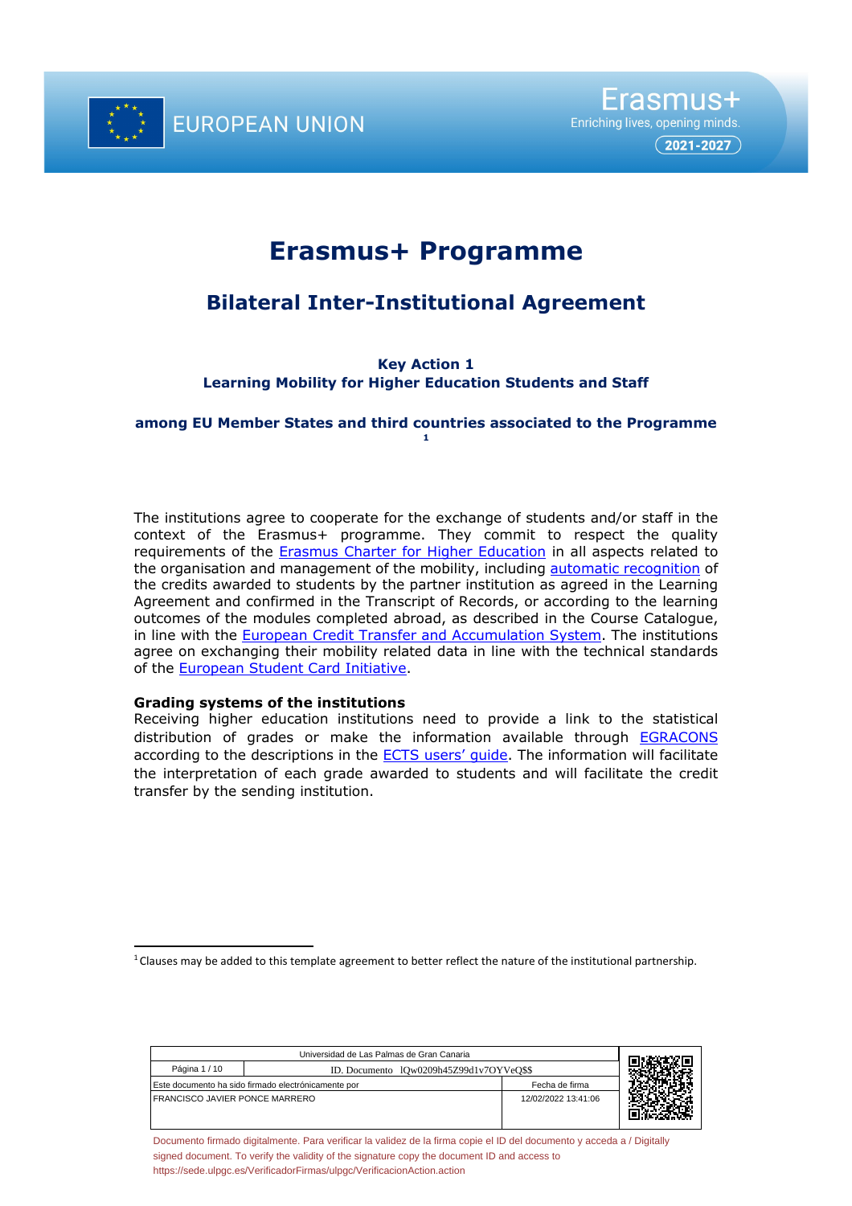EUROPEAN UNION

Erasmus+
Enriching lives, opening minds.
2021-2027

# Erasmus+ Programme

## Bilateral Inter-Institutional Agreement

**Key Action 1**
**Learning Mobility for Higher Education Students and Staff**

**among EU Member States and third countries associated to the Programme** [1]

The institutions agree to cooperate for the exchange of students and/or staff in the context of the Erasmus+ programme. They commit to respect the quality requirements of the Erasmus Charter for Higher Education in all aspects related to the organisation and management of the mobility, including automatic recognition of the credits awarded to students by the partner institution as agreed in the Learning Agreement and confirmed in the Transcript of Records, or according to the learning outcomes of the modules completed abroad, as described in the Course Catalogue, in line with the European Credit Transfer and Accumulation System. The institutions agree on exchanging their mobility related data in line with the technical standards of the European Student Card Initiative.

**Grading systems of the institutions**
Receiving higher education institutions need to provide a link to the statistical distribution of grades or make the information available through EGRACONS according to the descriptions in the ECTS users' guide. The information will facilitate the interpretation of each grade awarded to students and will facilitate the credit transfer by the sending institution.

[1] Clauses may be added to this template agreement to better reflect the nature of the institutional partnership.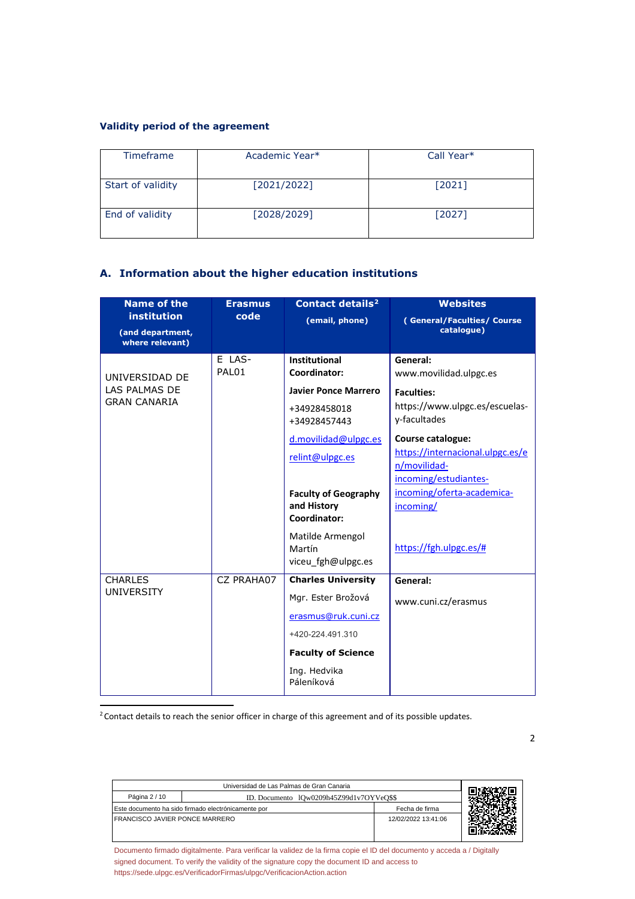### Validity period of the agreement

| Timeframe | Academic Year* | Call Year* |
|---|---|---|
| Start of validity | [2021/2022] | [2021] |
| End of validity | [2028/2029] | [2027] |

## A. Information about the higher education institutions

| Name of the institution (and department, where relevant) | Erasmus code | Contact details[2] (email, phone) | Websites ( General/Faculties/ Course catalogue) |
|---|---|---|---|
| UNIVERSIDAD DE LAS PALMAS DE GRAN CANARIA | E LAS-PAL01 | **Institutional Coordinator:** **Javier Ponce Marrero** +34928458018 +34928457443 d.movilidad@ulpgc.es relint@ulpgc.es **Faculty of Geography and History Coordinator:** Matilde Armengol Martín viceu_fgh@ulpgc.es | **General:** www.movilidad.ulpgc.es **Faculties:** https://www.ulpgc.es/escuelas-y-facultades **Course catalogue:** https://internacional.ulpgc.es/en/movilidad-incoming/estudiantes-incoming/oferta-academica-incoming/ https://fgh.ulpgc.es/# |
| CHARLES UNIVERSITY | CZ PRAHA07 | **Charles University** Mgr. Ester Brožová erasmus@ruk.cuni.cz +420-224.491.310 **Faculty of Science** Ing. Hedvika Páleníková | **General:** www.cuni.cz/erasmus |

[2] Contact details to reach the senior officer in charge of this agreement and of its possible updates.

| Universidad de Las Palmas de Gran Canaria | |
|---|---|
| Página 2 / 10 | ID. Documento lQw0209h45Z99d1v7OYVeQ$$ |
| Este documento ha sido firmado electrónicamente por | Fecha de firma |
| FRANCISCO JAVIER PONCE MARRERO | 12/02/2022 13:41:06 |

Documento firmado digitalmente. Para verificar la validez de la firma copie el ID del documento y acceda a / Digitally signed document. To verify the validity of the signature copy the document ID and access to https://sede.ulpgc.es/VerificadorFirmas/ulpgc/VerificacionAction.action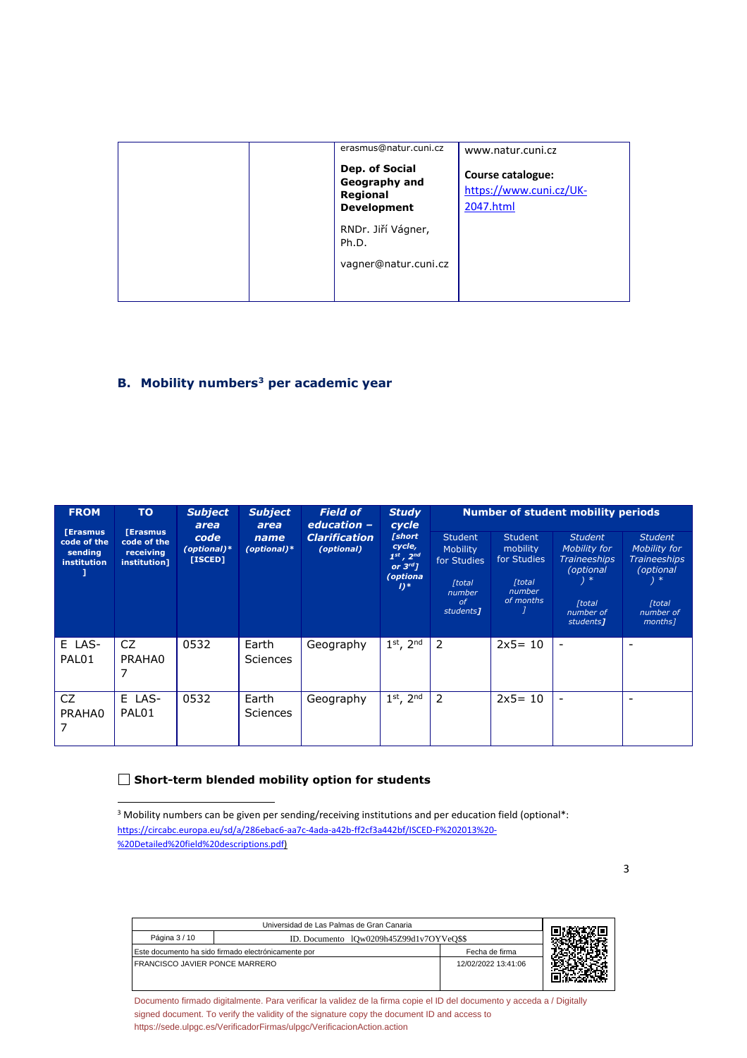| | | erasmus@natur.cuni.cz<br><br>**Dep. of Social Geography and Regional Development**<br><br>RNDr. Jiří Vágner, Ph.D.<br><br>vagner@natur.cuni.cz | www.natur.cuni.cz<br><br>**Course catalogue:**<br>https://www.cuni.cz/UK-2047.html |
|---|---|---|---|

## B. Mobility numbers[3] per academic year

| **FROM** [Erasmus code of the sending institution] | **TO** [Erasmus code of the receiving institution] | ***Subject area code*** *(optional)** [ISCED] | ***Subject area name*** *(optional)** | ***Field of education – Clarification*** *(optional)* | ***Study cycle*** *[short cycle, 1st, 2nd or 3rd] (optional)** | Number of student mobility periods | | | |
|---|---|---|---|---|---|---|---|---|---|
| | | | | | | Student Mobility for Studies *[total number of students]* | Student mobility for Studies *[total number of months]* | *Student Mobility for Traineeships (optional) ** *[total number of students]* | *Student Mobility for Traineeships (optional) ** *[total number of months]* |
| E LAS-PAL01 | CZ PRAHA07 | 0532 | Earth Sciences | Geography | 1st, 2nd | 2 | 2x5= 10 | - | - |
| CZ PRAHA07 | E LAS-PAL01 | 0532 | Earth Sciences | Geography | 1st, 2nd | 2 | 2x5= 10 | - | - |

☐ **Short-term blended mobility option for students**

[3] Mobility numbers can be given per sending/receiving institutions and per education field (optional*: https://circabc.europa.eu/sd/a/286ebac6-aa7c-4ada-a42b-ff2cf3a442bf/ISCED-F%202013%20-%20Detailed%20field%20descriptions.pdf)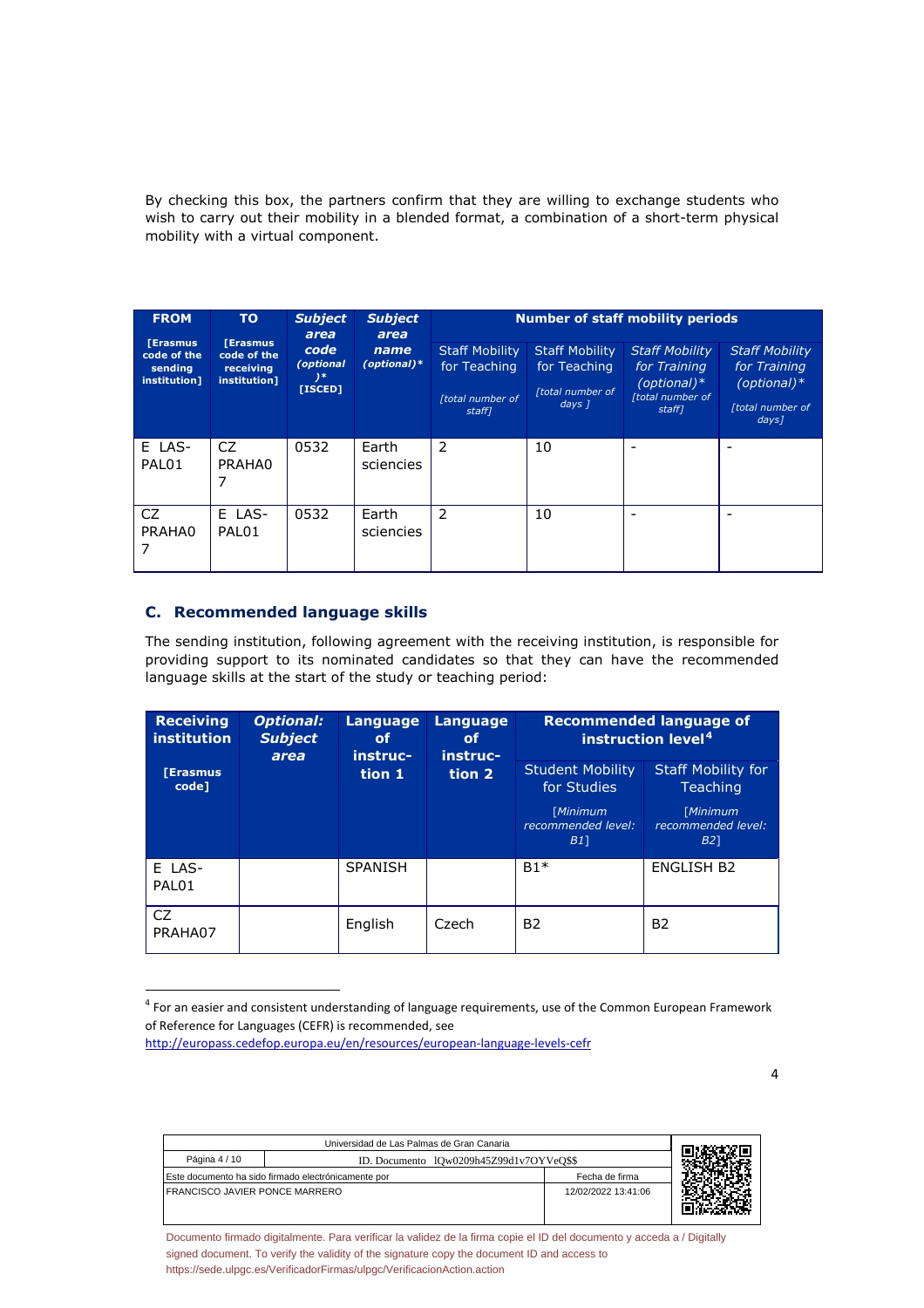By checking this box, the partners confirm that they are willing to exchange students who wish to carry out their mobility in a blended format, a combination of a short-term physical mobility with a virtual component.

| FROM [Erasmus code of the sending institution] | TO [Erasmus code of the receiving institution] | *Subject area code (optional)* [ISCED]* | *Subject area name (optional)** | Number of staff mobility periods | | | |
|---|---|---|---|---|---|---|---|
| | | | | Staff Mobility for Teaching *[total number of staff]* | Staff Mobility for Teaching *[total number of days ]* | *Staff Mobility for Training (optional)** *[total number of staff]* | *Staff Mobility for Training (optional)** *[total number of days]* |
| E LAS-PAL01 | CZ PRAHA07 | 0532 | Earth sciencies | 2 | 10 | - | - |
| CZ PRAHA07 | E LAS-PAL01 | 0532 | Earth sciencies | 2 | 10 | - | - |

## C. Recommended language skills

The sending institution, following agreement with the receiving institution, is responsible for providing support to its nominated candidates so that they can have the recommended language skills at the start of the study or teaching period:

| Receiving institution [Erasmus code] | *Optional: Subject area* | Language of instruction 1 | Language of instruction 2 | Recommended language of instruction level[4] | |
|---|---|---|---|---|---|
| | | | | Student Mobility for Studies *[Minimum recommended level: B1]* | Staff Mobility for Teaching *[Minimum recommended level: B2]* |
| E LAS-PAL01 | | SPANISH | | B1* | ENGLISH B2 |
| CZ PRAHA07 | | English | Czech | B2 | B2 |

[4] For an easier and consistent understanding of language requirements, use of the Common European Framework of Reference for Languages (CEFR) is recommended, see http://europass.cedefop.europa.eu/en/resources/european-language-levels-cefr

| Universidad de Las Palmas de Gran Canaria | |
|---|---|
| Página 4 / 10 | ID. Documento lQw0209h45Z99d1v7OYVeQ$$ |
| Este documento ha sido firmado electrónicamente por | Fecha de firma |
| FRANCISCO JAVIER PONCE MARRERO | 12/02/2022 13:41:06 |

Documento firmado digitalmente. Para verificar la validez de la firma copie el ID del documento y acceda a / Digitally signed document. To verify the validity of the signature copy the document ID and access to https://sede.ulpgc.es/VerificadorFirmas/ulpgc/VerificacionAction.action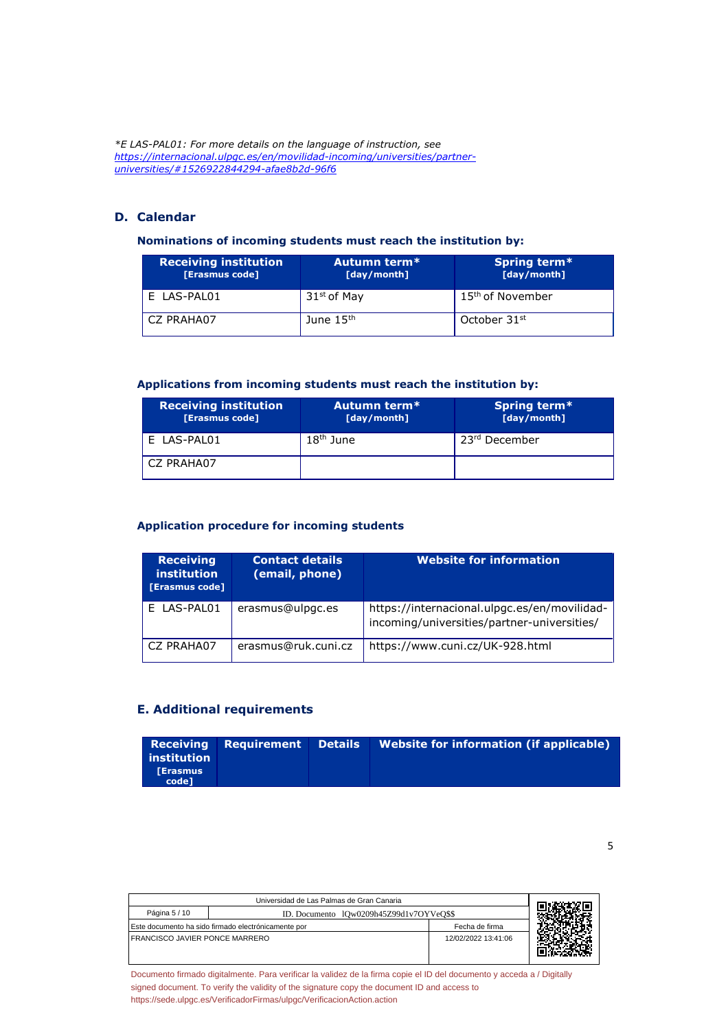*E LAS-PAL01: For more details on the language of instruction, see https://internacional.ulpgc.es/en/movilidad-incoming/universities/partner-universities/#1526922844294-afae8b2d-96f6

## D. Calendar

### Nominations of incoming students must reach the institution by:

| Receiving institution [Erasmus code] | Autumn term* [day/month] | Spring term* [day/month] |
|---|---|---|
| E LAS-PAL01 | 31st of May | 15th of November |
| CZ PRAHA07 | June 15th | October 31st |

### Applications from incoming students must reach the institution by:

| Receiving institution [Erasmus code] | Autumn term* [day/month] | Spring term* [day/month] |
|---|---|---|
| E LAS-PAL01 | 18th June | 23rd December |
| CZ PRAHA07 | | |

### Application procedure for incoming students

| Receiving institution [Erasmus code] | Contact details (email, phone) | Website for information |
|---|---|---|
| E LAS-PAL01 | erasmus@ulpgc.es | https://internacional.ulpgc.es/en/movilidad-incoming/universities/partner-universities/ |
| CZ PRAHA07 | erasmus@ruk.cuni.cz | https://www.cuni.cz/UK-928.html |

## E. Additional requirements

| Receiving institution [Erasmus code] | Requirement | Details | Website for information (if applicable) |
|---|---|---|---|

| Universidad de Las Palmas de Gran Canaria | |
|---|---|
| Página 5 / 10 | ID. Documento lQw0209h45Z99d1v7OYVeQ$$ |
| Este documento ha sido firmado electrónicamente por | Fecha de firma |
| FRANCISCO JAVIER PONCE MARRERO | 12/02/2022 13:41:06 |

Documento firmado digitalmente. Para verificar la validez de la firma copie el ID del documento y acceda a / Digitally signed document. To verify the validity of the signature copy the document ID and access to https://sede.ulpgc.es/VerificadorFirmas/ulpgc/VerificacionAction.action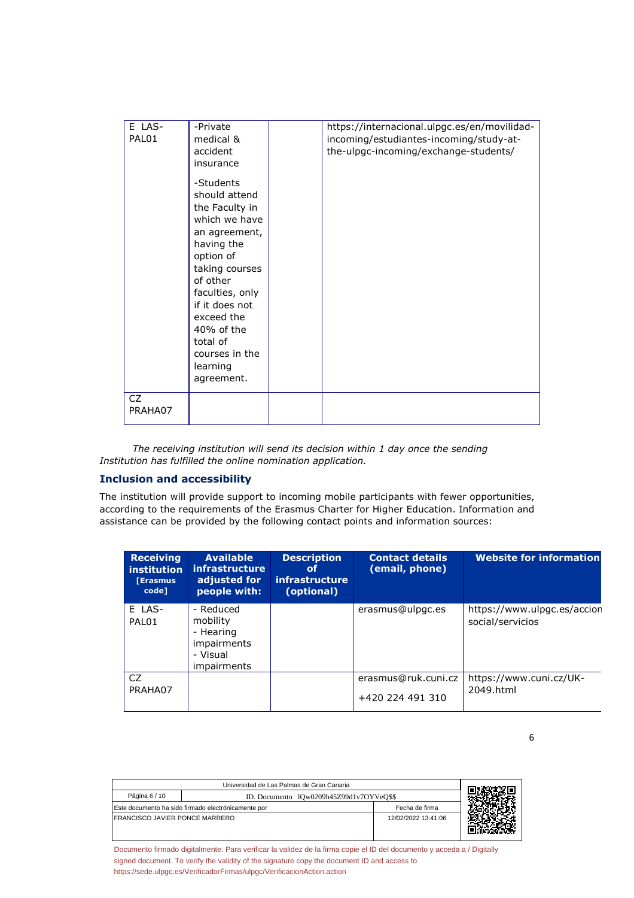| | | | |
|---|---|---|---|
| E LAS-PAL01 | -Private medical & accident insurance<br><br>-Students should attend the Faculty in which we have an agreement, having the option of taking courses of other faculties, only if it does not exceed the 40% of the total of courses in the learning agreement. | | https://internacional.ulpgc.es/en/movilidad-incoming/estudiantes-incoming/study-at-the-ulpgc-incoming/exchange-students/ |
| CZ PRAHA07 | | | |

*The receiving institution will send its decision within 1 day once the sending Institution has fulfilled the online nomination application.*

### Inclusion and accessibility

The institution will provide support to incoming mobile participants with fewer opportunities, according to the requirements of the Erasmus Charter for Higher Education. Information and assistance can be provided by the following contact points and information sources:

| Receiving institution [Erasmus code] | Available infrastructure adjusted for people with: | Description of infrastructure (optional) | Contact details (email, phone) | Website for information |
|---|---|---|---|---|
| E LAS-PAL01 | - Reduced mobility<br>- Hearing impairments<br>- Visual impairments | | erasmus@ulpgc.es | https://www.ulpgc.es/accion social/servicios |
| CZ PRAHA07 | | | erasmus@ruk.cuni.cz<br><br>+420 224 491 310 | https://www.cuni.cz/UK-2049.html |

| Universidad de Las Palmas de Gran Canaria | | |
|---|---|---|
| Página 6 / 10 | ID. Documento lQw0209h45Z99d1v7OYVeQ$$ | |
| Este documento ha sido firmado electrónicamente por | | Fecha de firma |
| FRANCISCO JAVIER PONCE MARRERO | | 12/02/2022 13:41:06 |

Documento firmado digitalmente. Para verificar la validez de la firma copie el ID del documento y acceda a / Digitally signed document. To verify the validity of the signature copy the document ID and access to https://sede.ulpgc.es/VerificadorFirmas/ulpgc/VerificacionAction.action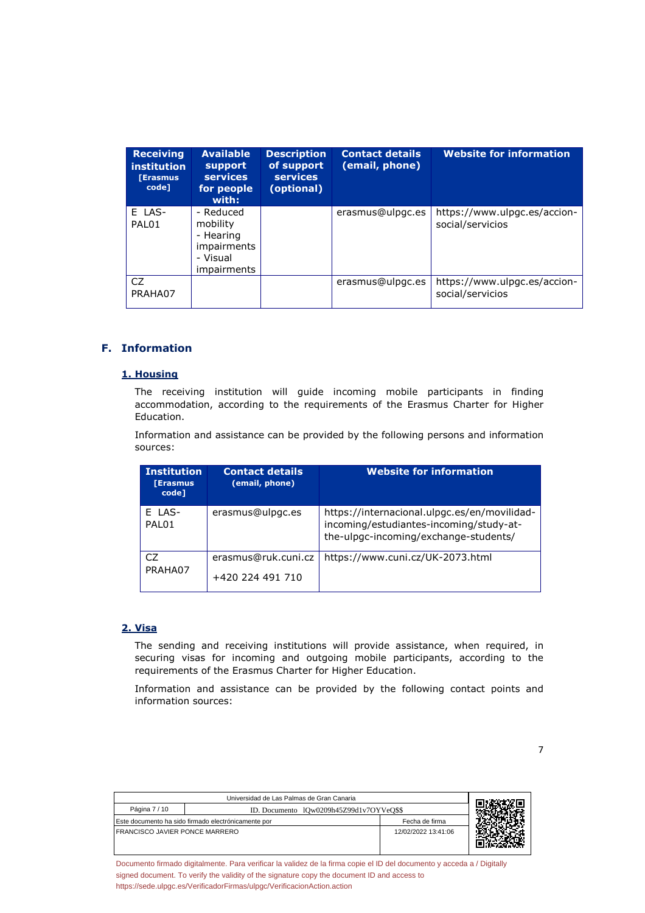| Receiving institution [Erasmus code] | Available support services for people with: | Description of support services (optional) | Contact details (email, phone) | Website for information |
|---|---|---|---|---|
| E LAS-PAL01 | - Reduced mobility<br>- Hearing impairments<br>- Visual impairments | | erasmus@ulpgc.es | https://www.ulpgc.es/accion-social/servicios |
| CZ PRAHA07 | | | erasmus@ulpgc.es | https://www.ulpgc.es/accion-social/servicios |

## F. Information

### 1. Housing

The receiving institution will guide incoming mobile participants in finding accommodation, according to the requirements of the Erasmus Charter for Higher Education.

Information and assistance can be provided by the following persons and information sources:

| Institution [Erasmus code] | Contact details (email, phone) | Website for information |
|---|---|---|
| E LAS-PAL01 | erasmus@ulpgc.es | https://internacional.ulpgc.es/en/movilidad-incoming/estudiantes-incoming/study-at-the-ulpgc-incoming/exchange-students/ |
| CZ PRAHA07 | erasmus@ruk.cuni.cz<br>+420 224 491 710 | https://www.cuni.cz/UK-2073.html |

### 2. Visa

The sending and receiving institutions will provide assistance, when required, in securing visas for incoming and outgoing mobile participants, according to the requirements of the Erasmus Charter for Higher Education.

Information and assistance can be provided by the following contact points and information sources:

| Universidad de Las Palmas de Gran Canaria | | |
|---|---|---|
| Página 7 / 10 | ID. Documento lQw0209h45Z99d1v7OYVeQ$$ | |
| Este documento ha sido firmado electrónicamente por | | Fecha de firma |
| FRANCISCO JAVIER PONCE MARRERO | | 12/02/2022 13:41:06 |

Documento firmado digitalmente. Para verificar la validez de la firma copie el ID del documento y acceda a / Digitally signed document. To verify the validity of the signature copy the document ID and access to https://sede.ulpgc.es/VerificadorFirmas/ulpgc/VerificacionAction.action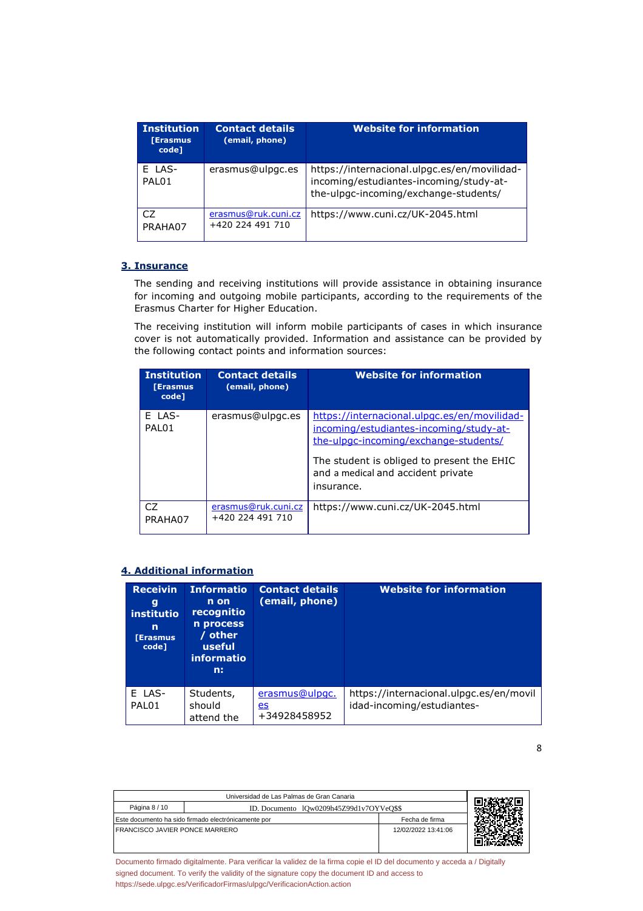| Institution [Erasmus code] | Contact details (email, phone) | Website for information |
|---|---|---|
| E LAS-PAL01 | erasmus@ulpgc.es | https://internacional.ulpgc.es/en/movilidad-incoming/estudiantes-incoming/study-at-the-ulpgc-incoming/exchange-students/ |
| CZ PRAHA07 | erasmus@ruk.cuni.cz +420 224 491 710 | https://www.cuni.cz/UK-2045.html |

## 3. Insurance

The sending and receiving institutions will provide assistance in obtaining insurance for incoming and outgoing mobile participants, according to the requirements of the Erasmus Charter for Higher Education.

The receiving institution will inform mobile participants of cases in which insurance cover is not automatically provided. Information and assistance can be provided by the following contact points and information sources:

| Institution [Erasmus code] | Contact details (email, phone) | Website for information |
|---|---|---|
| E LAS-PAL01 | erasmus@ulpgc.es | https://internacional.ulpgc.es/en/movilidad-incoming/estudiantes-incoming/study-at-the-ulpgc-incoming/exchange-students/ <br><br> The student is obliged to present the EHIC and a medical and accident private insurance. |
| CZ PRAHA07 | erasmus@ruk.cuni.cz +420 224 491 710 | https://www.cuni.cz/UK-2045.html |

## 4. Additional information

| Receiving institution [Erasmus code] | Information on recognition process / other useful information: | Contact details (email, phone) | Website for information |
|---|---|---|---|
| E LAS-PAL01 | Students, should attend the | erasmus@ulpgc.es +34928458952 | https://internacional.ulpgc.es/en/movilidad-incoming/estudiantes- |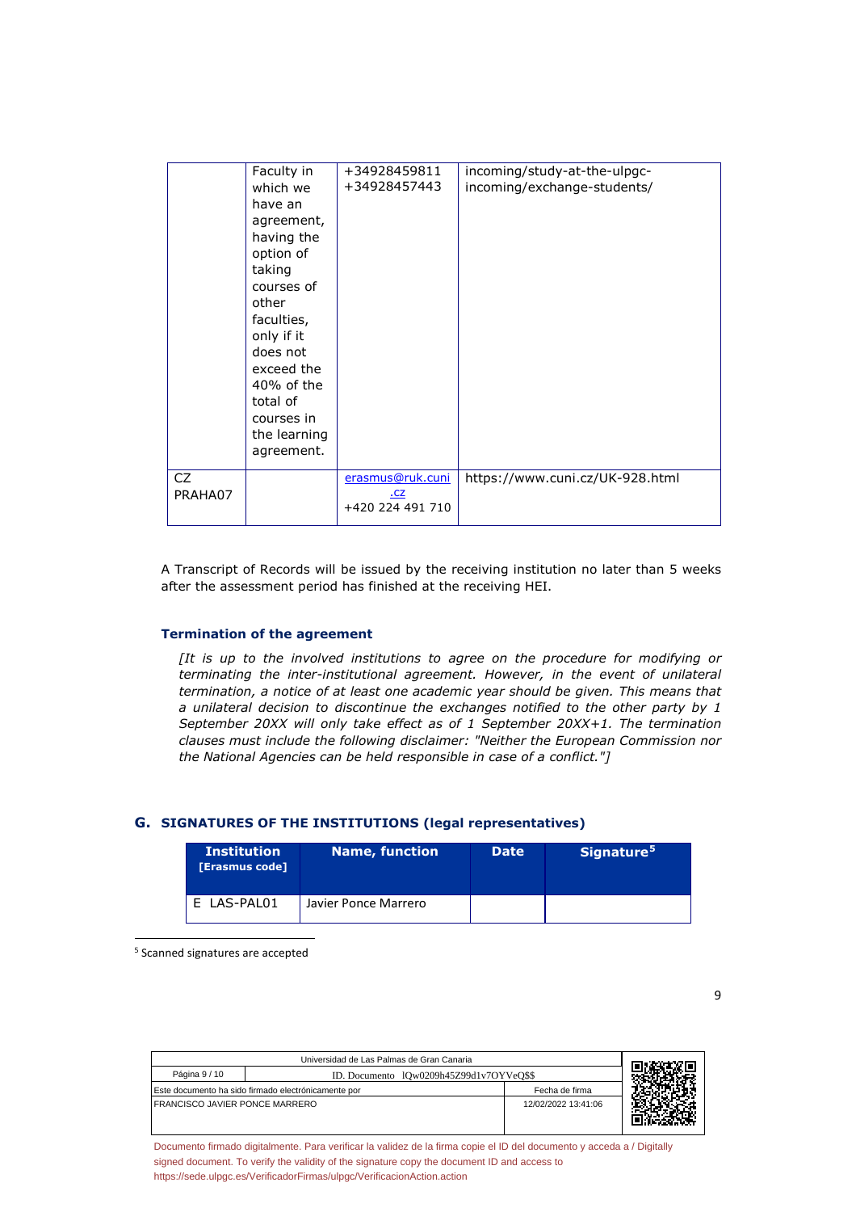|  | Faculty in which we have an agreement, having the option of taking courses of other faculties, only if it does not exceed the 40% of the total of courses in the learning agreement. | +34928459811 +34928457443 | incoming/study-at-the-ulpgc-incoming/exchange-students/ |
|---|---|---|---|
| CZ PRAHA07 |  | erasmus@ruk.cuni.cz +420 224 491 710 | https://www.cuni.cz/UK-928.html |

A Transcript of Records will be issued by the receiving institution no later than 5 weeks after the assessment period has finished at the receiving HEI.

### Termination of the agreement

*[It is up to the involved institutions to agree on the procedure for modifying or terminating the inter-institutional agreement. However, in the event of unilateral termination, a notice of at least one academic year should be given. This means that a unilateral decision to discontinue the exchanges notified to the other party by 1 September 20XX will only take effect as of 1 September 20XX+1. The termination clauses must include the following disclaimer: "Neither the European Commission nor the National Agencies can be held responsible in case of a conflict."]*

## G. SIGNATURES OF THE INSTITUTIONS (legal representatives)

| Institution [Erasmus code] | Name, function | Date | Signature[5] |
|---|---|---|---|
| E LAS-PAL01 | Javier Ponce Marrero |  |  |

[5] Scanned signatures are accepted

| Universidad de Las Palmas de Gran Canaria | |
|---|---|
| Página 9 / 10 | ID. Documento lQw0209h45Z99d1v7OYVeQ$$ |
| Este documento ha sido firmado electrónicamente por | Fecha de firma |
| FRANCISCO JAVIER PONCE MARRERO | 12/02/2022 13:41:06 |

Documento firmado digitalmente. Para verificar la validez de la firma copie el ID del documento y acceda a / Digitally signed document. To verify the validity of the signature copy the document ID and access to https://sede.ulpgc.es/VerificadorFirmas/ulpgc/VerificacionAction.action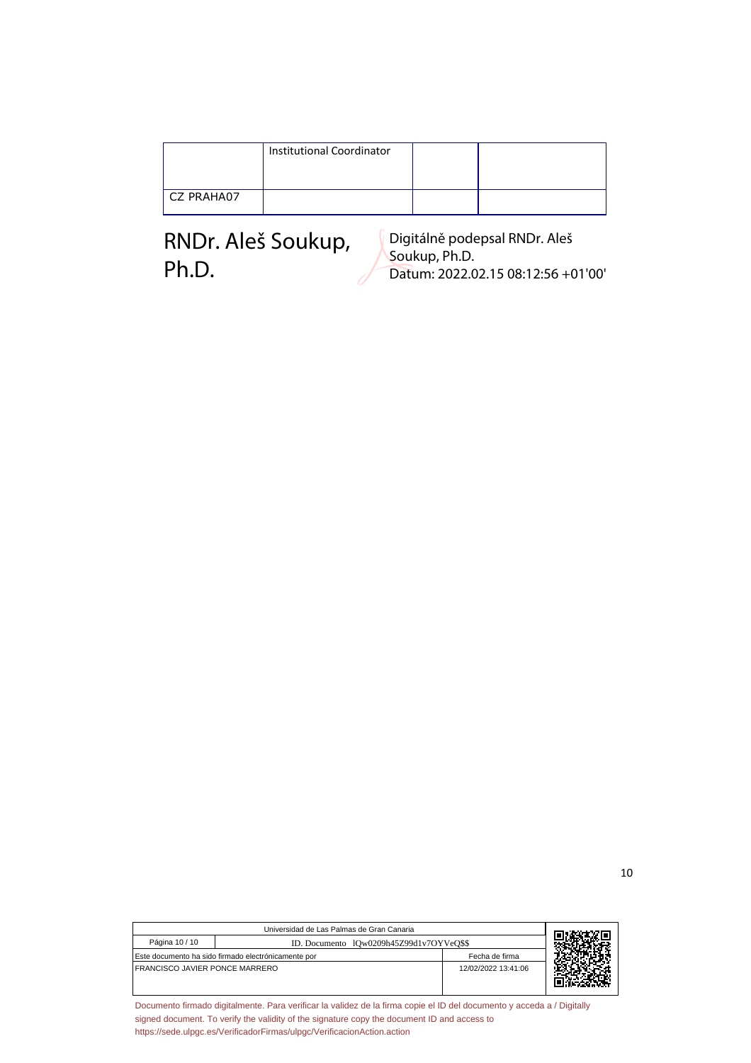| | | | |
|---|---|---|---|
| | Institutional Coordinator | | |
| CZ PRAHA07 | | | |

RNDr. Aleš Soukup, Ph.D.

Digitálně podepsal RNDr. Aleš Soukup, Ph.D.
Datum: 2022.02.15 08:12:56 +01'00'

| Universidad de Las Palmas de Gran Canaria | | |
|---|---|---|
| Página 10 / 10 | ID. Documento lQw0209h45Z99d1v7OYVeQ$$ | |
| Este documento ha sido firmado electrónicamente por | | Fecha de firma |
| FRANCISCO JAVIER PONCE MARRERO | | 12/02/2022 13:41:06 |

Documento firmado digitalmente. Para verificar la validez de la firma copie el ID del documento y acceda a / Digitally signed document. To verify the validity of the signature copy the document ID and access to https://sede.ulpgc.es/VerificadorFirmas/ulpgc/VerificacionAction.action